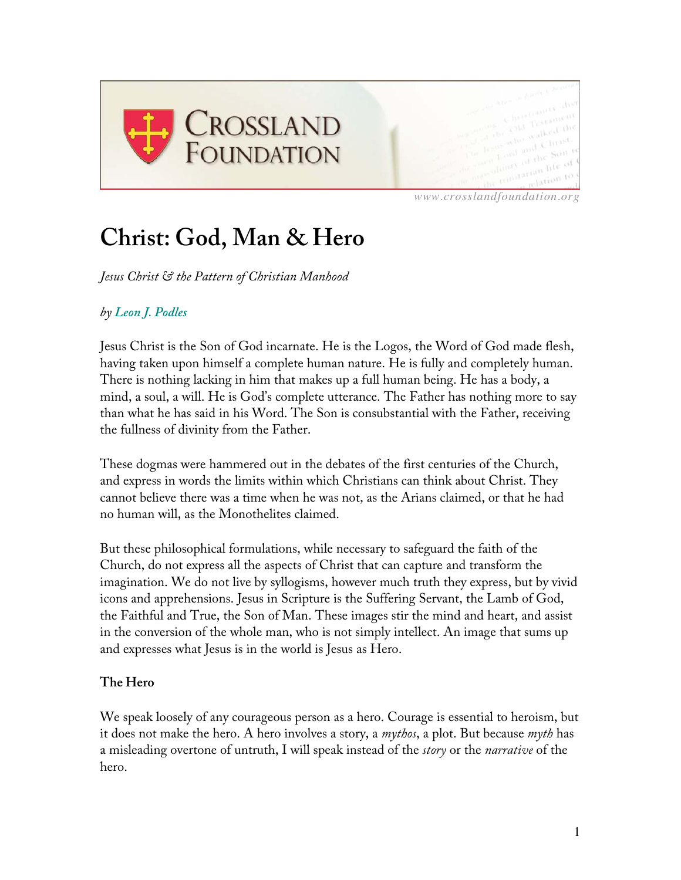# Christ: God, Man & Hero

*Jesus Christ & the Pattern of Christian Manhood*

*by Leon J. Podles*

Jesus Christ is the Son of God incarnate. He is the Logos, the Word of God made flesh, having taken upon himself a complete human nature. He is fully and completely human. There is nothing lacking in him that makes up a full human being. He has a body, a mind, a soul, a will. He is God's complete utterance. The Father has nothing more to say than what he has said in his Word. The Son is consubstantial with the Father, receiving the fullness of divinity from the Father.

These dogmas were hammered out in the debates of the first centuries of the Church, and express in words the limits within which Christians can think about Christ. They cannot believe there was a time when he was not, as the Arians claimed, or that he had no human will, as the Monothelites claimed.

But these philosophical formulations, while necessary to safeguard the faith of the Church, do not express all the aspects of Christ that can capture and transform the imagination. We do not live by syllogisms, however much truth they express, but by vivid icons and apprehensions. Jesus in Scripture is the Suffering Servant, the Lamb of God, the Faithful and True, the Son of Man. These images stir the mind and heart, and assist in the conversion of the whole man, who is not simply intellect. An image that sums up and expresses what Jesus is in the world is Jesus as Hero.

### The Hero

We speak loosely of any courageous person as a hero. Courage is essential to heroism, but it does not make the hero. A hero involves a story, a *mythos*, a plot. But because *myth* has a misleading overtone of untruth, I will speak instead of the *story* or the *narrative* of the hero.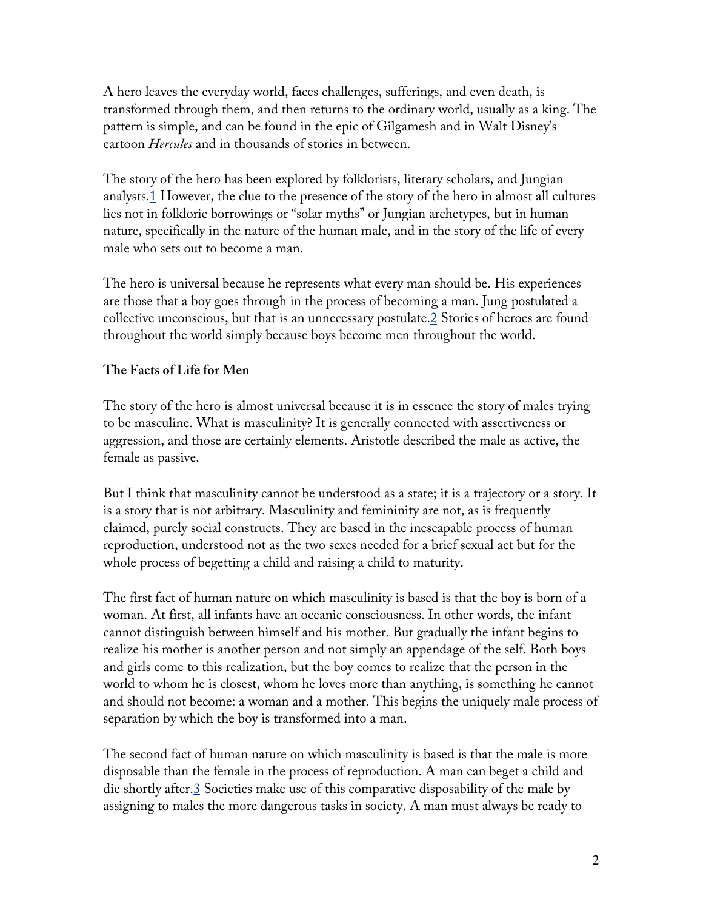A hero leaves the everyday world, faces challenges, sufferings, and even death, is transformed through them, and then returns to the ordinary world, usually as a king. The pattern is simple, and can be found in the epic of Gilgamesh and in Walt Disney's cartoon *Hercules* and in thousands of stories in between.

The story of the hero has been explored by folklorists, literary scholars, and Jungian analysts.[1] However, the clue to the presence of the story of the hero in almost all cultures lies not in folkloric borrowings or "solar myths" or Jungian archetypes, but in human nature, specifically in the nature of the human male, and in the story of the life of every male who sets out to become a man.

The hero is universal because he represents what every man should be. His experiences are those that a boy goes through in the process of becoming a man. Jung postulated a collective unconscious, but that is an unnecessary postulate.[2] Stories of heroes are found throughout the world simply because boys become men throughout the world.

**The Facts of Life for Men**

The story of the hero is almost universal because it is in essence the story of males trying to be masculine. What is masculinity? It is generally connected with assertiveness or aggression, and those are certainly elements. Aristotle described the male as active, the female as passive.

But I think that masculinity cannot be understood as a state; it is a trajectory or a story. It is a story that is not arbitrary. Masculinity and femininity are not, as is frequently claimed, purely social constructs. They are based in the inescapable process of human reproduction, understood not as the two sexes needed for a brief sexual act but for the whole process of begetting a child and raising a child to maturity.

The first fact of human nature on which masculinity is based is that the boy is born of a woman. At first, all infants have an oceanic consciousness. In other words, the infant cannot distinguish between himself and his mother. But gradually the infant begins to realize his mother is another person and not simply an appendage of the self. Both boys and girls come to this realization, but the boy comes to realize that the person in the world to whom he is closest, whom he loves more than anything, is something he cannot and should not become: a woman and a mother. This begins the uniquely male process of separation by which the boy is transformed into a man.

The second fact of human nature on which masculinity is based is that the male is more disposable than the female in the process of reproduction. A man can beget a child and die shortly after.[3] Societies make use of this comparative disposability of the male by assigning to males the more dangerous tasks in society. A man must always be ready to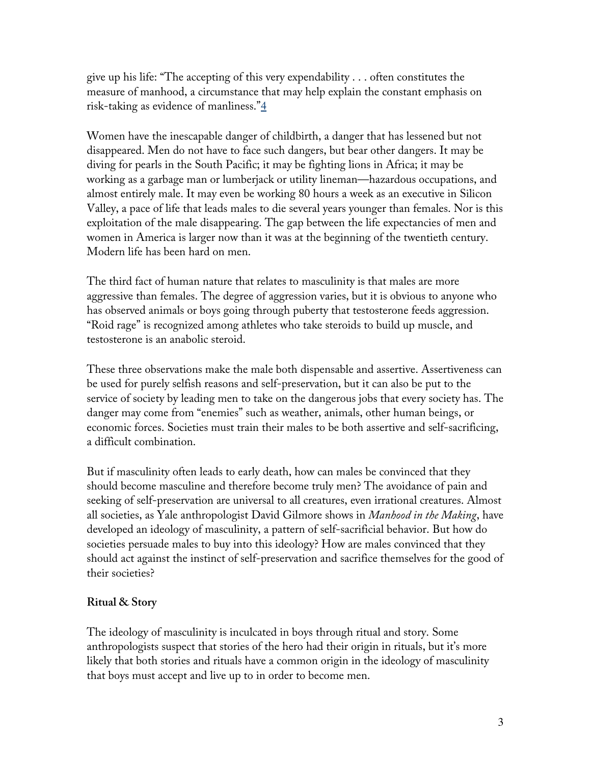give up his life: "The accepting of this very expendability . . . often constitutes the measure of manhood, a circumstance that may help explain the constant emphasis on risk-taking as evidence of manliness."[4]

Women have the inescapable danger of childbirth, a danger that has lessened but not disappeared. Men do not have to face such dangers, but bear other dangers. It may be diving for pearls in the South Pacific; it may be fighting lions in Africa; it may be working as a garbage man or lumberjack or utility lineman—hazardous occupations, and almost entirely male. It may even be working 80 hours a week as an executive in Silicon Valley, a pace of life that leads males to die several years younger than females. Nor is this exploitation of the male disappearing. The gap between the life expectancies of men and women in America is larger now than it was at the beginning of the twentieth century. Modern life has been hard on men.

The third fact of human nature that relates to masculinity is that males are more aggressive than females. The degree of aggression varies, but it is obvious to anyone who has observed animals or boys going through puberty that testosterone feeds aggression. "Roid rage" is recognized among athletes who take steroids to build up muscle, and testosterone is an anabolic steroid.

These three observations make the male both dispensable and assertive. Assertiveness can be used for purely selfish reasons and self-preservation, but it can also be put to the service of society by leading men to take on the dangerous jobs that every society has. The danger may come from "enemies" such as weather, animals, other human beings, or economic forces. Societies must train their males to be both assertive and self-sacrificing, a difficult combination.

But if masculinity often leads to early death, how can males be convinced that they should become masculine and therefore become truly men? The avoidance of pain and seeking of self-preservation are universal to all creatures, even irrational creatures. Almost all societies, as Yale anthropologist David Gilmore shows in *Manhood in the Making*, have developed an ideology of masculinity, a pattern of self-sacrificial behavior. But how do societies persuade males to buy into this ideology? How are males convinced that they should act against the instinct of self-preservation and sacrifice themselves for the good of their societies?

**Ritual & Story**

The ideology of masculinity is inculcated in boys through ritual and story. Some anthropologists suspect that stories of the hero had their origin in rituals, but it's more likely that both stories and rituals have a common origin in the ideology of masculinity that boys must accept and live up to in order to become men.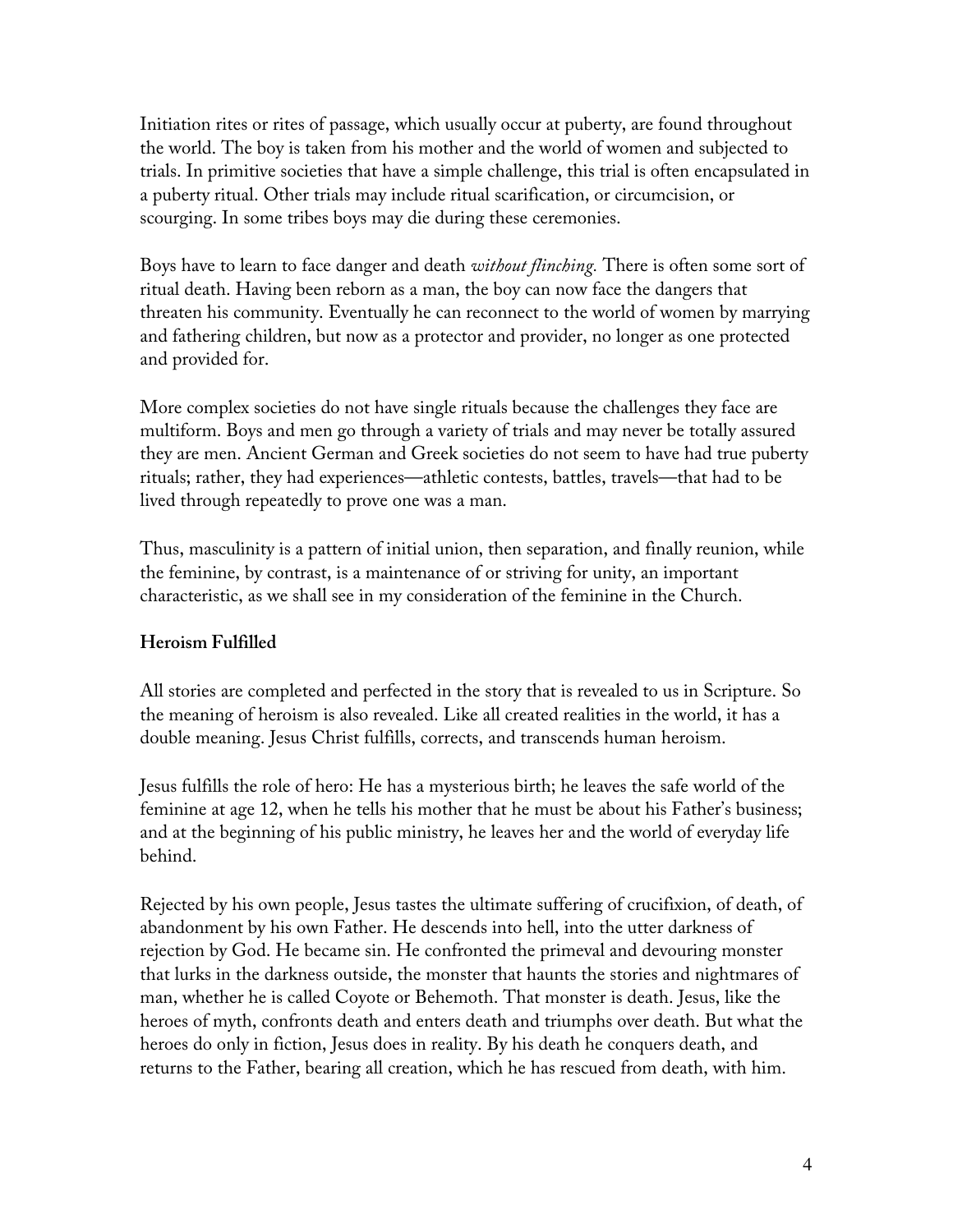Initiation rites or rites of passage, which usually occur at puberty, are found throughout the world. The boy is taken from his mother and the world of women and subjected to trials. In primitive societies that have a simple challenge, this trial is often encapsulated in a puberty ritual. Other trials may include ritual scarification, or circumcision, or scourging. In some tribes boys may die during these ceremonies.

Boys have to learn to face danger and death *without flinching.* There is often some sort of ritual death. Having been reborn as a man, the boy can now face the dangers that threaten his community. Eventually he can reconnect to the world of women by marrying and fathering children, but now as a protector and provider, no longer as one protected and provided for.

More complex societies do not have single rituals because the challenges they face are multiform. Boys and men go through a variety of trials and may never be totally assured they are men. Ancient German and Greek societies do not seem to have had true puberty rituals; rather, they had experiences—athletic contests, battles, travels—that had to be lived through repeatedly to prove one was a man.

Thus, masculinity is a pattern of initial union, then separation, and finally reunion, while the feminine, by contrast, is a maintenance of or striving for unity, an important characteristic, as we shall see in my consideration of the feminine in the Church.

**Heroism Fulfilled**

All stories are completed and perfected in the story that is revealed to us in Scripture. So the meaning of heroism is also revealed. Like all created realities in the world, it has a double meaning. Jesus Christ fulfills, corrects, and transcends human heroism.

Jesus fulfills the role of hero: He has a mysterious birth; he leaves the safe world of the feminine at age 12, when he tells his mother that he must be about his Father's business; and at the beginning of his public ministry, he leaves her and the world of everyday life behind.

Rejected by his own people, Jesus tastes the ultimate suffering of crucifixion, of death, of abandonment by his own Father. He descends into hell, into the utter darkness of rejection by God. He became sin. He confronted the primeval and devouring monster that lurks in the darkness outside, the monster that haunts the stories and nightmares of man, whether he is called Coyote or Behemoth. That monster is death. Jesus, like the heroes of myth, confronts death and enters death and triumphs over death. But what the heroes do only in fiction, Jesus does in reality. By his death he conquers death, and returns to the Father, bearing all creation, which he has rescued from death, with him.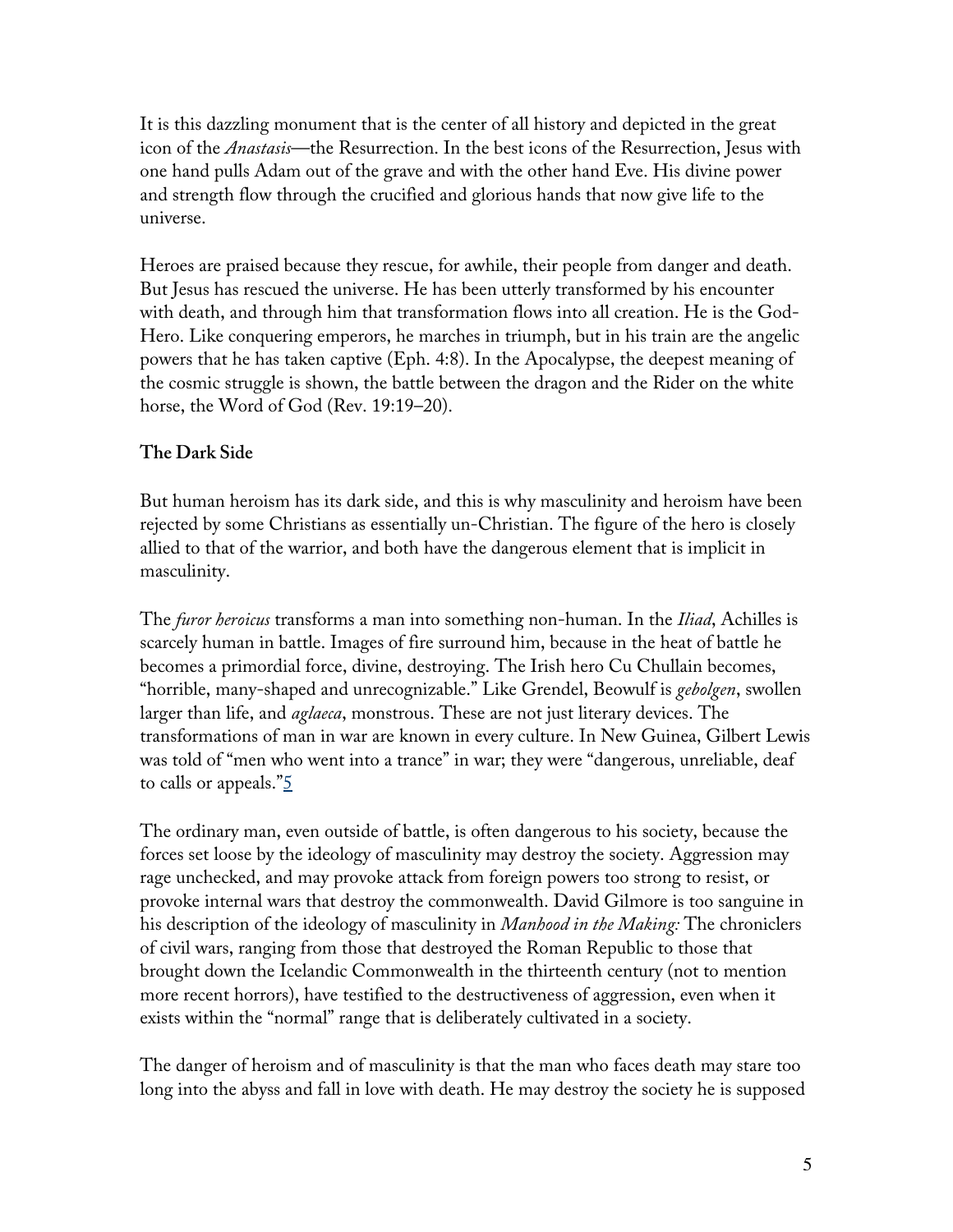It is this dazzling monument that is the center of all history and depicted in the great icon of the *Anastasis*—the Resurrection. In the best icons of the Resurrection, Jesus with one hand pulls Adam out of the grave and with the other hand Eve. His divine power and strength flow through the crucified and glorious hands that now give life to the universe.

Heroes are praised because they rescue, for awhile, their people from danger and death. But Jesus has rescued the universe. He has been utterly transformed by his encounter with death, and through him that transformation flows into all creation. He is the God-Hero. Like conquering emperors, he marches in triumph, but in his train are the angelic powers that he has taken captive (Eph. 4:8). In the Apocalypse, the deepest meaning of the cosmic struggle is shown, the battle between the dragon and the Rider on the white horse, the Word of God (Rev. 19:19–20).

**The Dark Side**

But human heroism has its dark side, and this is why masculinity and heroism have been rejected by some Christians as essentially un-Christian. The figure of the hero is closely allied to that of the warrior, and both have the dangerous element that is implicit in masculinity.

The *furor heroicus* transforms a man into something non-human. In the *Iliad*, Achilles is scarcely human in battle. Images of fire surround him, because in the heat of battle he becomes a primordial force, divine, destroying. The Irish hero Cu Chullain becomes, "horrible, many-shaped and unrecognizable." Like Grendel, Beowulf is *gebolgen*, swollen larger than life, and *aglaeca*, monstrous. These are not just literary devices. The transformations of man in war are known in every culture. In New Guinea, Gilbert Lewis was told of "men who went into a trance" in war; they were "dangerous, unreliable, deaf to calls or appeals."[5]

The ordinary man, even outside of battle, is often dangerous to his society, because the forces set loose by the ideology of masculinity may destroy the society. Aggression may rage unchecked, and may provoke attack from foreign powers too strong to resist, or provoke internal wars that destroy the commonwealth. David Gilmore is too sanguine in his description of the ideology of masculinity in *Manhood in the Making:* The chroniclers of civil wars, ranging from those that destroyed the Roman Republic to those that brought down the Icelandic Commonwealth in the thirteenth century (not to mention more recent horrors), have testified to the destructiveness of aggression, even when it exists within the "normal" range that is deliberately cultivated in a society.

The danger of heroism and of masculinity is that the man who faces death may stare too long into the abyss and fall in love with death. He may destroy the society he is supposed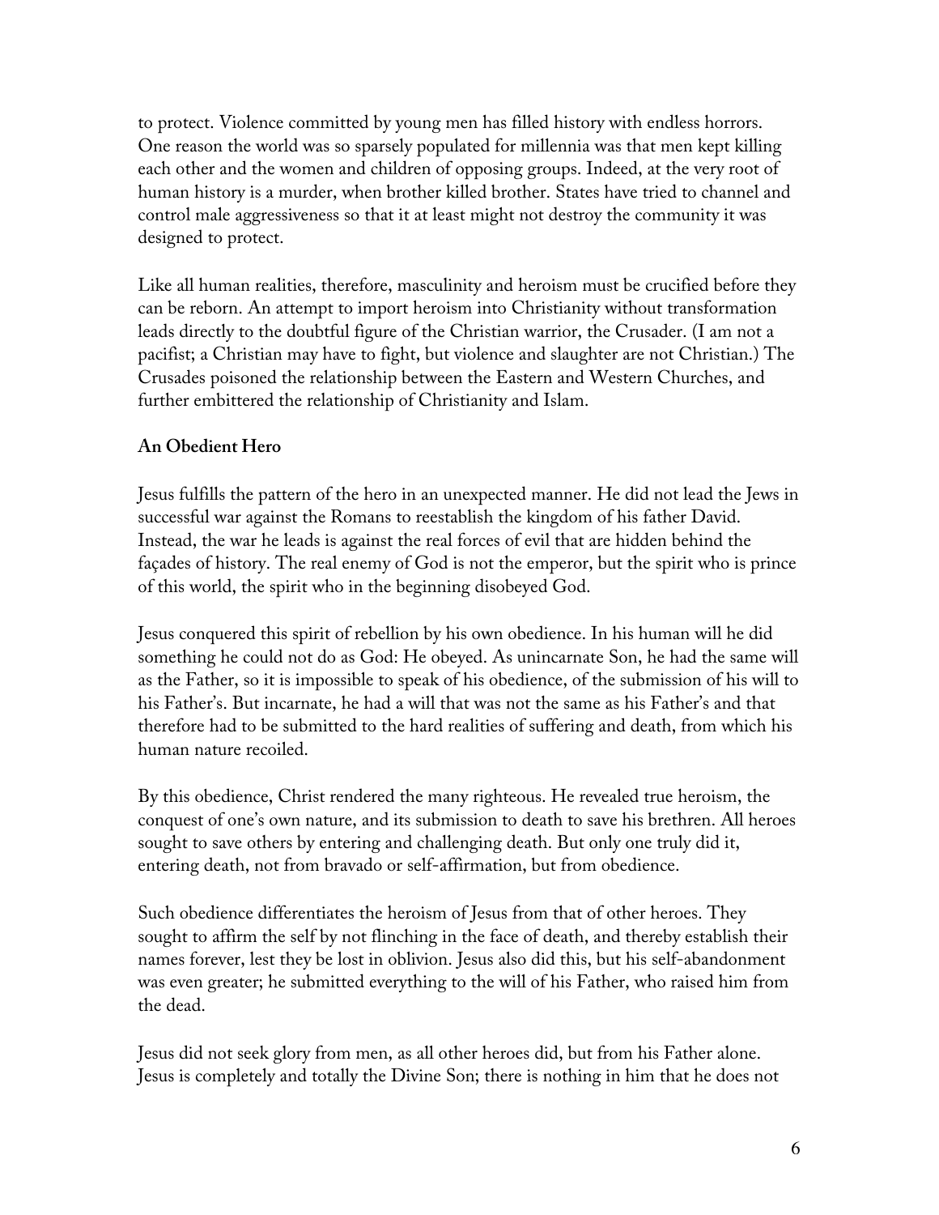to protect. Violence committed by young men has filled history with endless horrors. One reason the world was so sparsely populated for millennia was that men kept killing each other and the women and children of opposing groups. Indeed, at the very root of human history is a murder, when brother killed brother. States have tried to channel and control male aggressiveness so that it at least might not destroy the community it was designed to protect.

Like all human realities, therefore, masculinity and heroism must be crucified before they can be reborn. An attempt to import heroism into Christianity without transformation leads directly to the doubtful figure of the Christian warrior, the Crusader. (I am not a pacifist; a Christian may have to fight, but violence and slaughter are not Christian.) The Crusades poisoned the relationship between the Eastern and Western Churches, and further embittered the relationship of Christianity and Islam.

**An Obedient Hero**

Jesus fulfills the pattern of the hero in an unexpected manner. He did not lead the Jews in successful war against the Romans to reestablish the kingdom of his father David. Instead, the war he leads is against the real forces of evil that are hidden behind the façades of history. The real enemy of God is not the emperor, but the spirit who is prince of this world, the spirit who in the beginning disobeyed God.

Jesus conquered this spirit of rebellion by his own obedience. In his human will he did something he could not do as God: He obeyed. As unincarnate Son, he had the same will as the Father, so it is impossible to speak of his obedience, of the submission of his will to his Father's. But incarnate, he had a will that was not the same as his Father's and that therefore had to be submitted to the hard realities of suffering and death, from which his human nature recoiled.

By this obedience, Christ rendered the many righteous. He revealed true heroism, the conquest of one's own nature, and its submission to death to save his brethren. All heroes sought to save others by entering and challenging death. But only one truly did it, entering death, not from bravado or self-affirmation, but from obedience.

Such obedience differentiates the heroism of Jesus from that of other heroes. They sought to affirm the self by not flinching in the face of death, and thereby establish their names forever, lest they be lost in oblivion. Jesus also did this, but his self-abandonment was even greater; he submitted everything to the will of his Father, who raised him from the dead.

Jesus did not seek glory from men, as all other heroes did, but from his Father alone. Jesus is completely and totally the Divine Son; there is nothing in him that he does not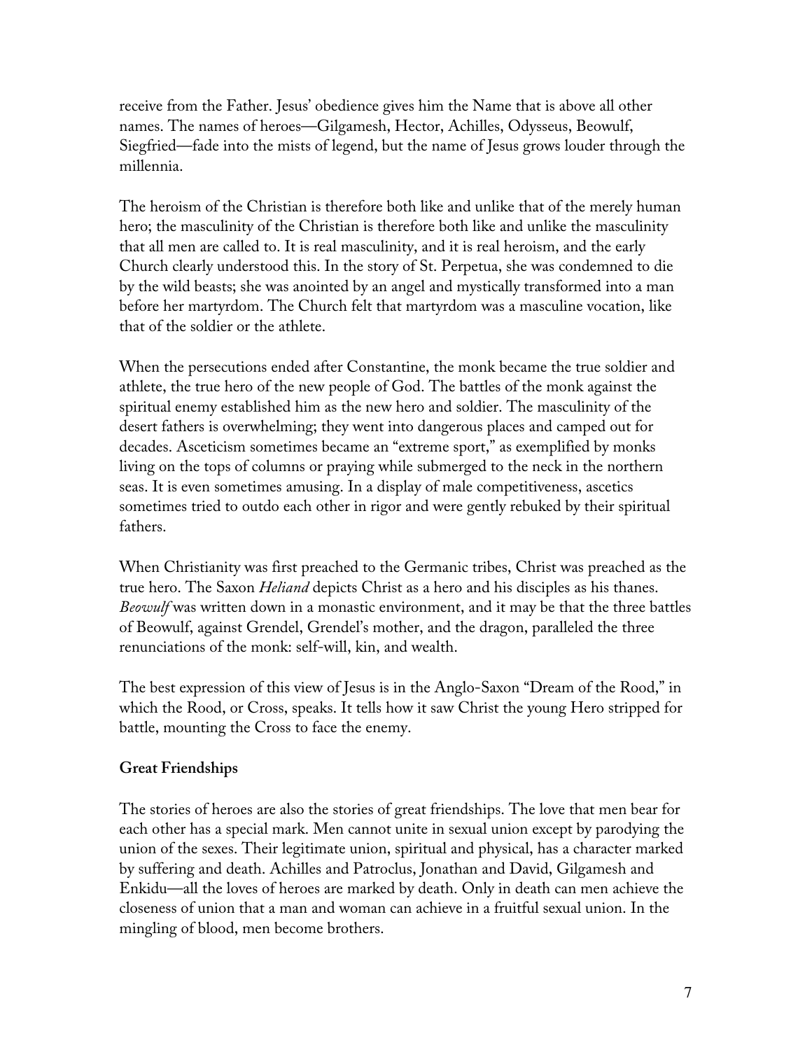receive from the Father. Jesus' obedience gives him the Name that is above all other names. The names of heroes—Gilgamesh, Hector, Achilles, Odysseus, Beowulf, Siegfried—fade into the mists of legend, but the name of Jesus grows louder through the millennia.

The heroism of the Christian is therefore both like and unlike that of the merely human hero; the masculinity of the Christian is therefore both like and unlike the masculinity that all men are called to. It is real masculinity, and it is real heroism, and the early Church clearly understood this. In the story of St. Perpetua, she was condemned to die by the wild beasts; she was anointed by an angel and mystically transformed into a man before her martyrdom. The Church felt that martyrdom was a masculine vocation, like that of the soldier or the athlete.

When the persecutions ended after Constantine, the monk became the true soldier and athlete, the true hero of the new people of God. The battles of the monk against the spiritual enemy established him as the new hero and soldier. The masculinity of the desert fathers is overwhelming; they went into dangerous places and camped out for decades. Asceticism sometimes became an "extreme sport," as exemplified by monks living on the tops of columns or praying while submerged to the neck in the northern seas. It is even sometimes amusing. In a display of male competitiveness, ascetics sometimes tried to outdo each other in rigor and were gently rebuked by their spiritual fathers.

When Christianity was first preached to the Germanic tribes, Christ was preached as the true hero. The Saxon *Heliand* depicts Christ as a hero and his disciples as his thanes. *Beowulf* was written down in a monastic environment, and it may be that the three battles of Beowulf, against Grendel, Grendel's mother, and the dragon, paralleled the three renunciations of the monk: self-will, kin, and wealth.

The best expression of this view of Jesus is in the Anglo-Saxon "Dream of the Rood," in which the Rood, or Cross, speaks. It tells how it saw Christ the young Hero stripped for battle, mounting the Cross to face the enemy.

**Great Friendships**

The stories of heroes are also the stories of great friendships. The love that men bear for each other has a special mark. Men cannot unite in sexual union except by parodying the union of the sexes. Their legitimate union, spiritual and physical, has a character marked by suffering and death. Achilles and Patroclus, Jonathan and David, Gilgamesh and Enkidu—all the loves of heroes are marked by death. Only in death can men achieve the closeness of union that a man and woman can achieve in a fruitful sexual union. In the mingling of blood, men become brothers.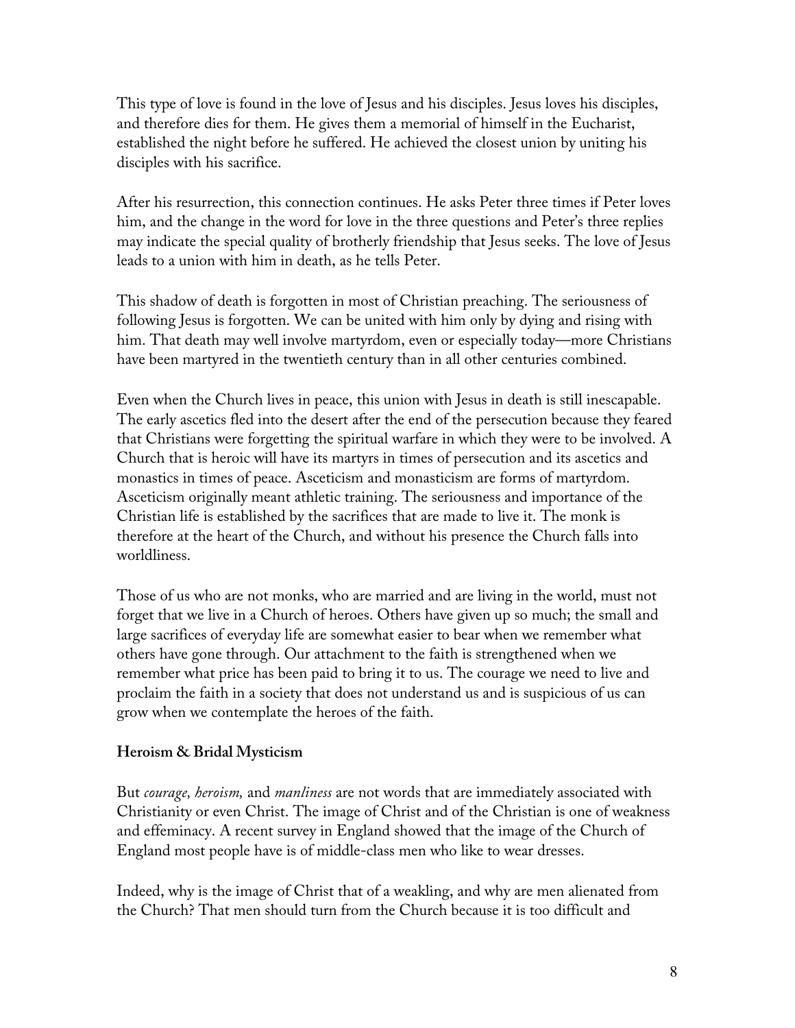This type of love is found in the love of Jesus and his disciples. Jesus loves his disciples, and therefore dies for them. He gives them a memorial of himself in the Eucharist, established the night before he suffered. He achieved the closest union by uniting his disciples with his sacrifice.

After his resurrection, this connection continues. He asks Peter three times if Peter loves him, and the change in the word for love in the three questions and Peter's three replies may indicate the special quality of brotherly friendship that Jesus seeks. The love of Jesus leads to a union with him in death, as he tells Peter.

This shadow of death is forgotten in most of Christian preaching. The seriousness of following Jesus is forgotten. We can be united with him only by dying and rising with him. That death may well involve martyrdom, even or especially today—more Christians have been martyred in the twentieth century than in all other centuries combined.

Even when the Church lives in peace, this union with Jesus in death is still inescapable. The early ascetics fled into the desert after the end of the persecution because they feared that Christians were forgetting the spiritual warfare in which they were to be involved. A Church that is heroic will have its martyrs in times of persecution and its ascetics and monastics in times of peace. Asceticism and monasticism are forms of martyrdom. Asceticism originally meant athletic training. The seriousness and importance of the Christian life is established by the sacrifices that are made to live it. The monk is therefore at the heart of the Church, and without his presence the Church falls into worldliness.

Those of us who are not monks, who are married and are living in the world, must not forget that we live in a Church of heroes. Others have given up so much; the small and large sacrifices of everyday life are somewhat easier to bear when we remember what others have gone through. Our attachment to the faith is strengthened when we remember what price has been paid to bring it to us. The courage we need to live and proclaim the faith in a society that does not understand us and is suspicious of us can grow when we contemplate the heroes of the faith.

### Heroism & Bridal Mysticism

But *courage, heroism,* and *manliness* are not words that are immediately associated with Christianity or even Christ. The image of Christ and of the Christian is one of weakness and effeminacy. A recent survey in England showed that the image of the Church of England most people have is of middle-class men who like to wear dresses.

Indeed, why is the image of Christ that of a weakling, and why are men alienated from the Church? That men should turn from the Church because it is too difficult and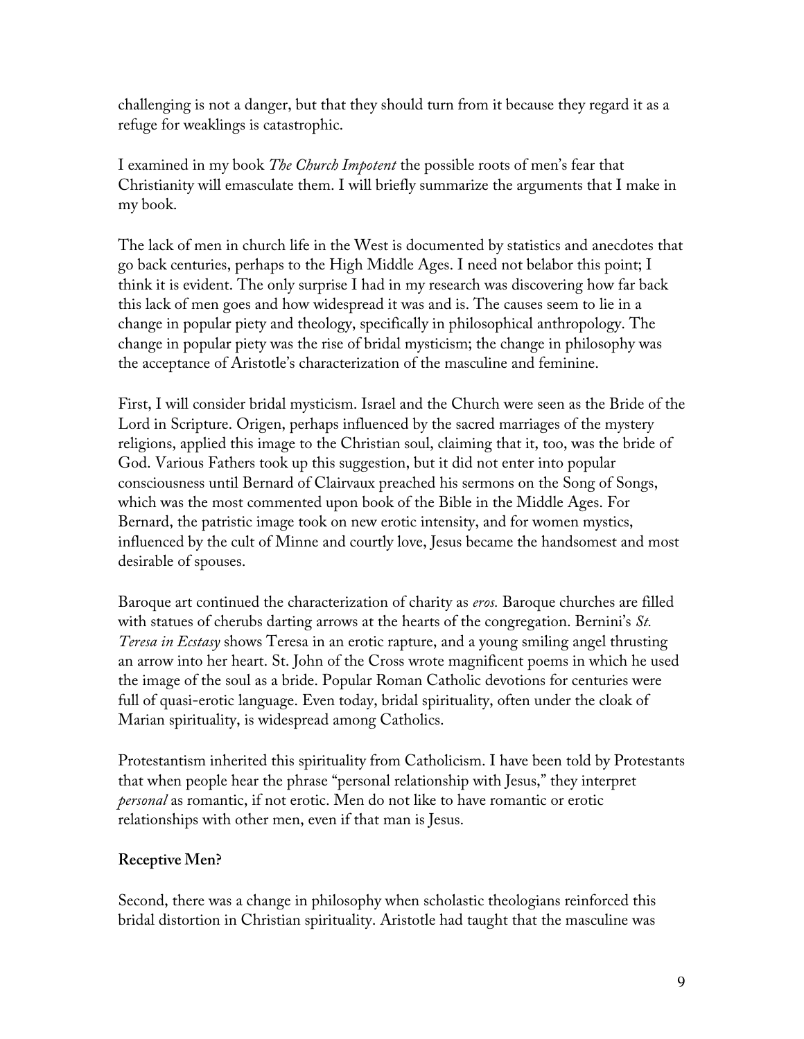challenging is not a danger, but that they should turn from it because they regard it as a refuge for weaklings is catastrophic.

I examined in my book *The Church Impotent* the possible roots of men's fear that Christianity will emasculate them. I will briefly summarize the arguments that I make in my book.

The lack of men in church life in the West is documented by statistics and anecdotes that go back centuries, perhaps to the High Middle Ages. I need not belabor this point; I think it is evident. The only surprise I had in my research was discovering how far back this lack of men goes and how widespread it was and is. The causes seem to lie in a change in popular piety and theology, specifically in philosophical anthropology. The change in popular piety was the rise of bridal mysticism; the change in philosophy was the acceptance of Aristotle's characterization of the masculine and feminine.

First, I will consider bridal mysticism. Israel and the Church were seen as the Bride of the Lord in Scripture. Origen, perhaps influenced by the sacred marriages of the mystery religions, applied this image to the Christian soul, claiming that it, too, was the bride of God. Various Fathers took up this suggestion, but it did not enter into popular consciousness until Bernard of Clairvaux preached his sermons on the Song of Songs, which was the most commented upon book of the Bible in the Middle Ages. For Bernard, the patristic image took on new erotic intensity, and for women mystics, influenced by the cult of Minne and courtly love, Jesus became the handsomest and most desirable of spouses.

Baroque art continued the characterization of charity as *eros.* Baroque churches are filled with statues of cherubs darting arrows at the hearts of the congregation. Bernini's *St. Teresa in Ecstasy* shows Teresa in an erotic rapture, and a young smiling angel thrusting an arrow into her heart. St. John of the Cross wrote magnificent poems in which he used the image of the soul as a bride. Popular Roman Catholic devotions for centuries were full of quasi-erotic language. Even today, bridal spirituality, often under the cloak of Marian spirituality, is widespread among Catholics.

Protestantism inherited this spirituality from Catholicism. I have been told by Protestants that when people hear the phrase "personal relationship with Jesus," they interpret *personal* as romantic, if not erotic. Men do not like to have romantic or erotic relationships with other men, even if that man is Jesus.

**Receptive Men?**

Second, there was a change in philosophy when scholastic theologians reinforced this bridal distortion in Christian spirituality. Aristotle had taught that the masculine was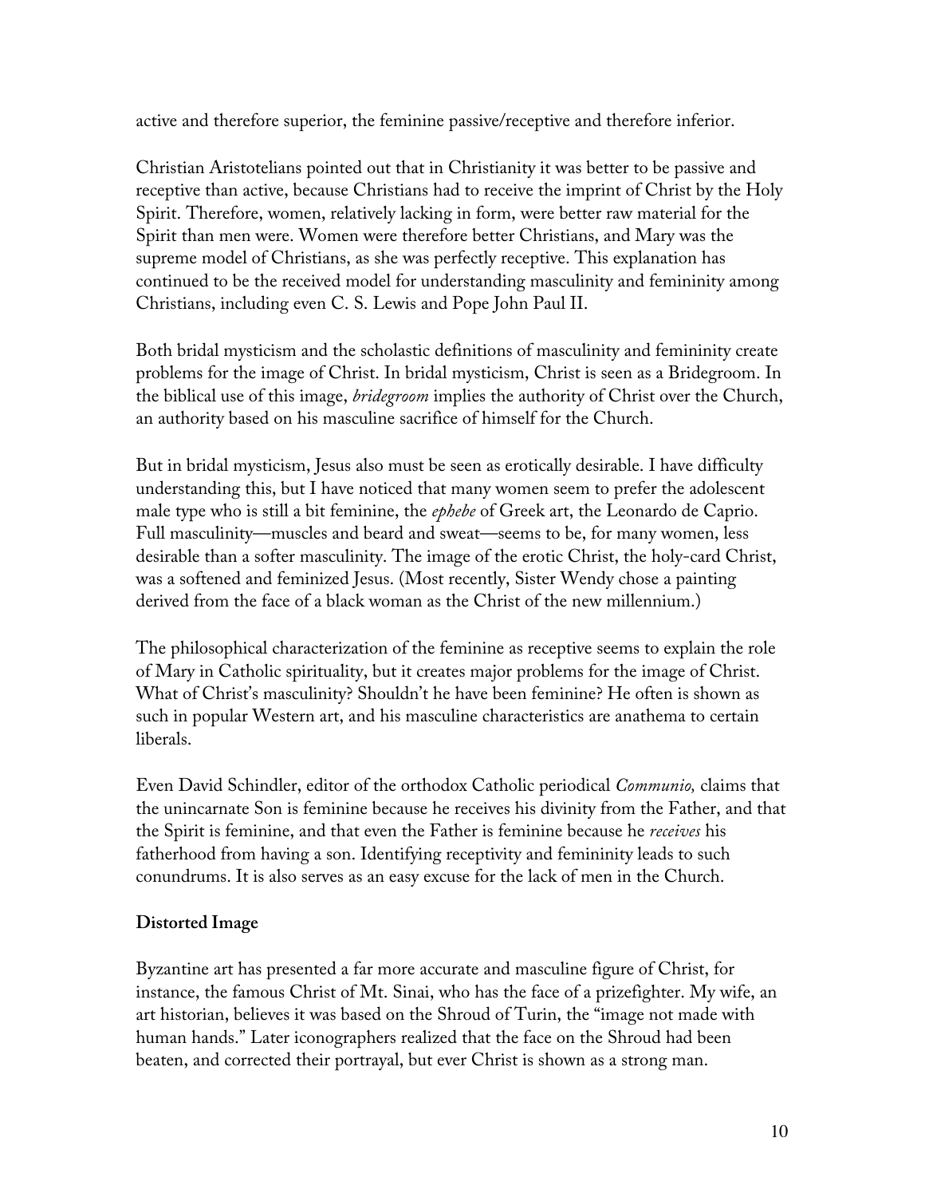active and therefore superior, the feminine passive/receptive and therefore inferior.

Christian Aristotelians pointed out that in Christianity it was better to be passive and receptive than active, because Christians had to receive the imprint of Christ by the Holy Spirit. Therefore, women, relatively lacking in form, were better raw material for the Spirit than men were. Women were therefore better Christians, and Mary was the supreme model of Christians, as she was perfectly receptive. This explanation has continued to be the received model for understanding masculinity and femininity among Christians, including even C. S. Lewis and Pope John Paul II.

Both bridal mysticism and the scholastic definitions of masculinity and femininity create problems for the image of Christ. In bridal mysticism, Christ is seen as a Bridegroom. In the biblical use of this image, *bridegroom* implies the authority of Christ over the Church, an authority based on his masculine sacrifice of himself for the Church.

But in bridal mysticism, Jesus also must be seen as erotically desirable. I have difficulty understanding this, but I have noticed that many women seem to prefer the adolescent male type who is still a bit feminine, the *ephebe* of Greek art, the Leonardo de Caprio. Full masculinity—muscles and beard and sweat—seems to be, for many women, less desirable than a softer masculinity. The image of the erotic Christ, the holy-card Christ, was a softened and feminized Jesus. (Most recently, Sister Wendy chose a painting derived from the face of a black woman as the Christ of the new millennium.)

The philosophical characterization of the feminine as receptive seems to explain the role of Mary in Catholic spirituality, but it creates major problems for the image of Christ. What of Christ's masculinity? Shouldn't he have been feminine? He often is shown as such in popular Western art, and his masculine characteristics are anathema to certain liberals.

Even David Schindler, editor of the orthodox Catholic periodical *Communio,* claims that the unincarnate Son is feminine because he receives his divinity from the Father, and that the Spirit is feminine, and that even the Father is feminine because he *receives* his fatherhood from having a son. Identifying receptivity and femininity leads to such conundrums. It is also serves as an easy excuse for the lack of men in the Church.

**Distorted Image**

Byzantine art has presented a far more accurate and masculine figure of Christ, for instance, the famous Christ of Mt. Sinai, who has the face of a prizefighter. My wife, an art historian, believes it was based on the Shroud of Turin, the "image not made with human hands." Later iconographers realized that the face on the Shroud had been beaten, and corrected their portrayal, but ever Christ is shown as a strong man.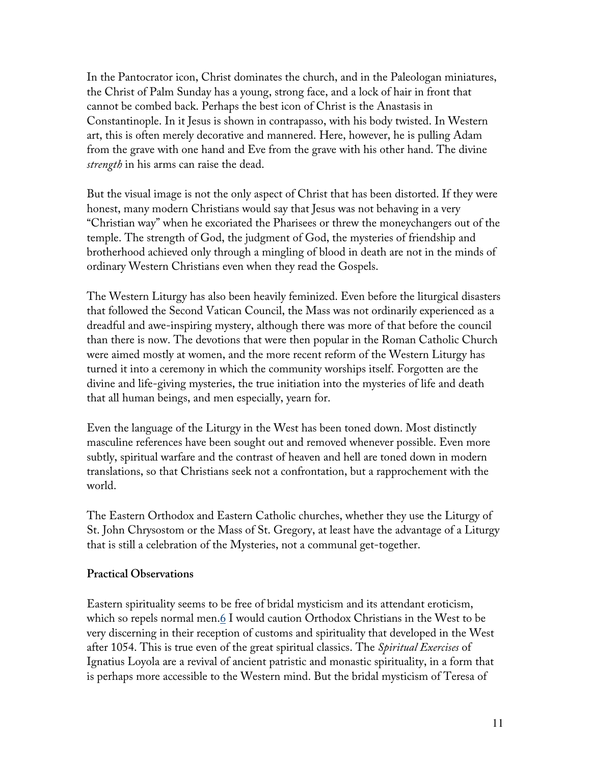In the Pantocrator icon, Christ dominates the church, and in the Paleologan miniatures, the Christ of Palm Sunday has a young, strong face, and a lock of hair in front that cannot be combed back. Perhaps the best icon of Christ is the Anastasis in Constantinople. In it Jesus is shown in contrapasso, with his body twisted. In Western art, this is often merely decorative and mannered. Here, however, he is pulling Adam from the grave with one hand and Eve from the grave with his other hand. The divine *strength* in his arms can raise the dead.

But the visual image is not the only aspect of Christ that has been distorted. If they were honest, many modern Christians would say that Jesus was not behaving in a very "Christian way" when he excoriated the Pharisees or threw the moneychangers out of the temple. The strength of God, the judgment of God, the mysteries of friendship and brotherhood achieved only through a mingling of blood in death are not in the minds of ordinary Western Christians even when they read the Gospels.

The Western Liturgy has also been heavily feminized. Even before the liturgical disasters that followed the Second Vatican Council, the Mass was not ordinarily experienced as a dreadful and awe-inspiring mystery, although there was more of that before the council than there is now. The devotions that were then popular in the Roman Catholic Church were aimed mostly at women, and the more recent reform of the Western Liturgy has turned it into a ceremony in which the community worships itself. Forgotten are the divine and life-giving mysteries, the true initiation into the mysteries of life and death that all human beings, and men especially, yearn for.

Even the language of the Liturgy in the West has been toned down. Most distinctly masculine references have been sought out and removed whenever possible. Even more subtly, spiritual warfare and the contrast of heaven and hell are toned down in modern translations, so that Christians seek not a confrontation, but a rapprochement with the world.

The Eastern Orthodox and Eastern Catholic churches, whether they use the Liturgy of St. John Chrysostom or the Mass of St. Gregory, at least have the advantage of a Liturgy that is still a celebration of the Mysteries, not a communal get-together.

**Practical Observations**

Eastern spirituality seems to be free of bridal mysticism and its attendant eroticism, which so repels normal men.[6] I would caution Orthodox Christians in the West to be very discerning in their reception of customs and spirituality that developed in the West after 1054. This is true even of the great spiritual classics. The *Spiritual Exercises* of Ignatius Loyola are a revival of ancient patristic and monastic spirituality, in a form that is perhaps more accessible to the Western mind. But the bridal mysticism of Teresa of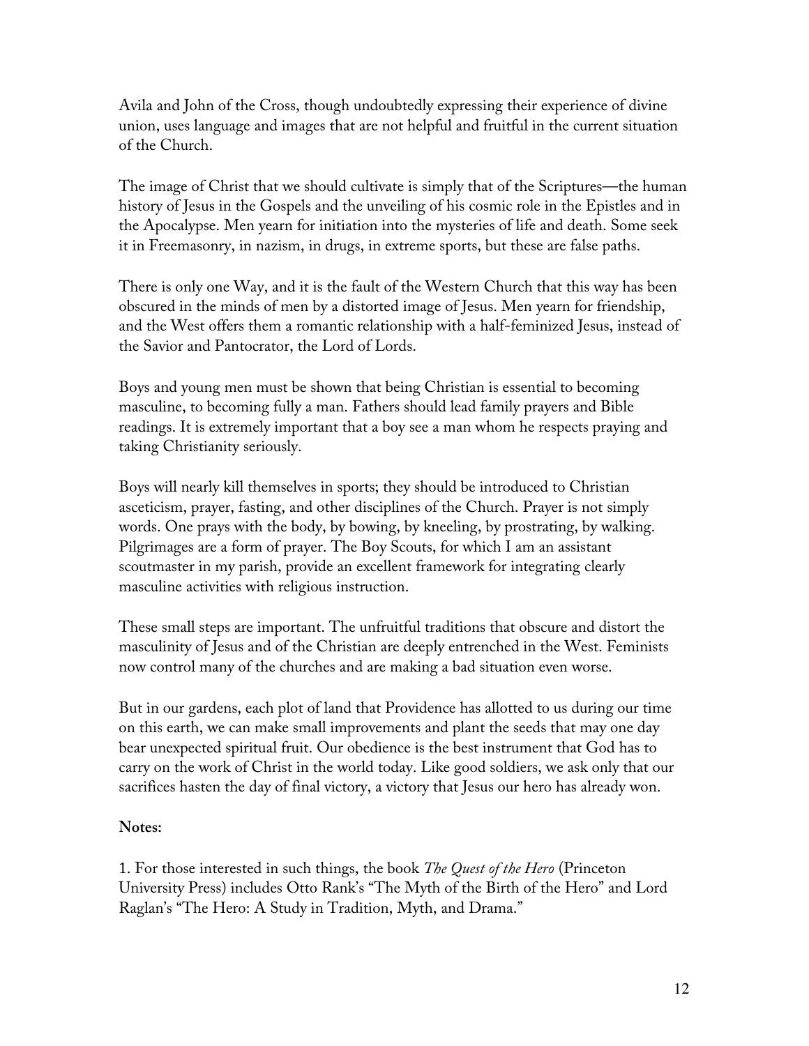Avila and John of the Cross, though undoubtedly expressing their experience of divine union, uses language and images that are not helpful and fruitful in the current situation of the Church.

The image of Christ that we should cultivate is simply that of the Scriptures—the human history of Jesus in the Gospels and the unveiling of his cosmic role in the Epistles and in the Apocalypse. Men yearn for initiation into the mysteries of life and death. Some seek it in Freemasonry, in nazism, in drugs, in extreme sports, but these are false paths.

There is only one Way, and it is the fault of the Western Church that this way has been obscured in the minds of men by a distorted image of Jesus. Men yearn for friendship, and the West offers them a romantic relationship with a half-feminized Jesus, instead of the Savior and Pantocrator, the Lord of Lords.

Boys and young men must be shown that being Christian is essential to becoming masculine, to becoming fully a man. Fathers should lead family prayers and Bible readings. It is extremely important that a boy see a man whom he respects praying and taking Christianity seriously.

Boys will nearly kill themselves in sports; they should be introduced to Christian asceticism, prayer, fasting, and other disciplines of the Church. Prayer is not simply words. One prays with the body, by bowing, by kneeling, by prostrating, by walking. Pilgrimages are a form of prayer. The Boy Scouts, for which I am an assistant scoutmaster in my parish, provide an excellent framework for integrating clearly masculine activities with religious instruction.

These small steps are important. The unfruitful traditions that obscure and distort the masculinity of Jesus and of the Christian are deeply entrenched in the West. Feminists now control many of the churches and are making a bad situation even worse.

But in our gardens, each plot of land that Providence has allotted to us during our time on this earth, we can make small improvements and plant the seeds that may one day bear unexpected spiritual fruit. Our obedience is the best instrument that God has to carry on the work of Christ in the world today. Like good soldiers, we ask only that our sacrifices hasten the day of final victory, a victory that Jesus our hero has already won.

**Notes:**

1. For those interested in such things, the book *The Quest of the Hero* (Princeton University Press) includes Otto Rank's "The Myth of the Birth of the Hero" and Lord Raglan's "The Hero: A Study in Tradition, Myth, and Drama."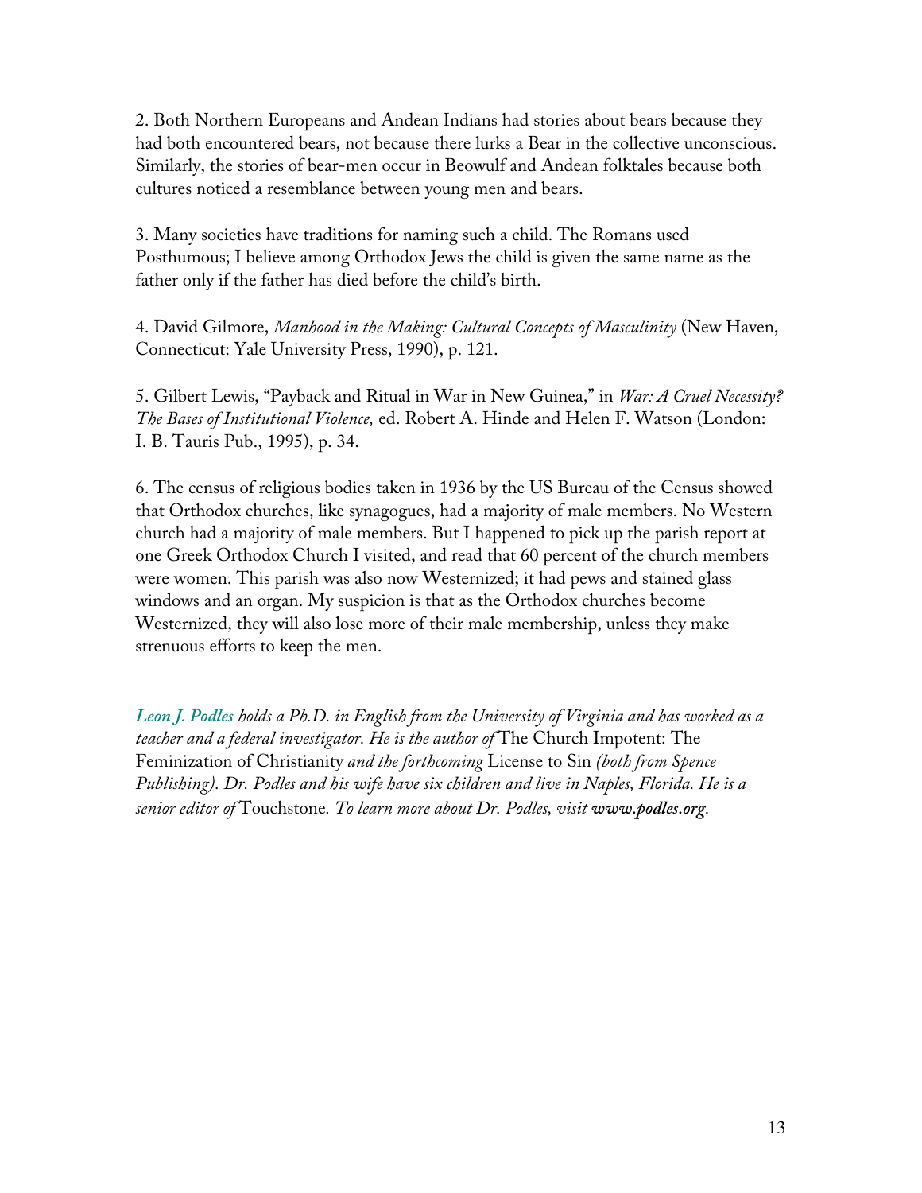2. Both Northern Europeans and Andean Indians had stories about bears because they had both encountered bears, not because there lurks a Bear in the collective unconscious. Similarly, the stories of bear-men occur in Beowulf and Andean folktales because both cultures noticed a resemblance between young men and bears.

3. Many societies have traditions for naming such a child. The Romans used Posthumous; I believe among Orthodox Jews the child is given the same name as the father only if the father has died before the child's birth.

4. David Gilmore, *Manhood in the Making: Cultural Concepts of Masculinity* (New Haven, Connecticut: Yale University Press, 1990), p. 121.

5. Gilbert Lewis, "Payback and Ritual in War in New Guinea," in *War: A Cruel Necessity? The Bases of Institutional Violence,* ed. Robert A. Hinde and Helen F. Watson (London: I. B. Tauris Pub., 1995), p. 34.

6. The census of religious bodies taken in 1936 by the US Bureau of the Census showed that Orthodox churches, like synagogues, had a majority of male members. No Western church had a majority of male members. But I happened to pick up the parish report at one Greek Orthodox Church I visited, and read that 60 percent of the church members were women. This parish was also now Westernized; it had pews and stained glass windows and an organ. My suspicion is that as the Orthodox churches become Westernized, they will also lose more of their male membership, unless they make strenuous efforts to keep the men.

*Leon J. Podles holds a Ph.D. in English from the University of Virginia and has worked as a teacher and a federal investigator. He is the author of* The Church Impotent: The Feminization of Christianity *and the forthcoming* License to Sin *(both from Spence Publishing). Dr. Podles and his wife have six children and live in Naples, Florida. He is a senior editor of* Touchstone. *To learn more about Dr. Podles, visit* ***www.podles.org****.*